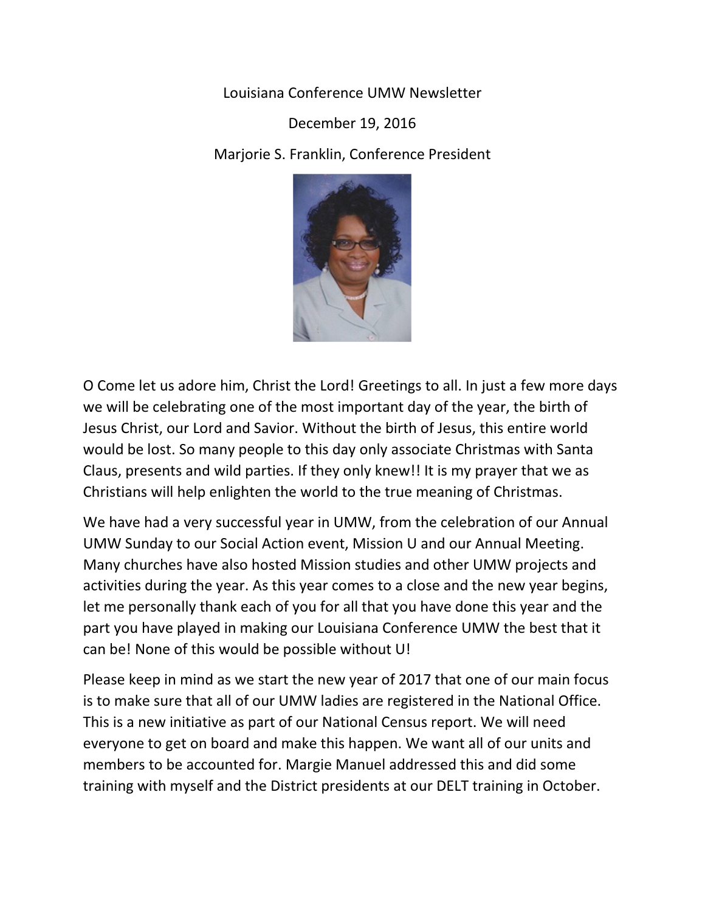Louisiana Conference UMW Newsletter

December 19, 2016

Marjorie S. Franklin, Conference President

O Come let us adore him, Christ the Lord! Greetings to all. In just a few more days we will be celebrating one of the most important day of the year, the birth of Jesus Christ, our Lord and Savior. Without the birth of Jesus, this entire world would be lost. So many people to this day only associate Christmas with Santa Claus, presents and wild parties. If they only knew!! It is my prayer that we as Christians will help enlighten the world to the true meaning of Christmas.

We have had a very successful year in UMW, from the celebration of our Annual UMW Sunday to our Social Action event, Mission U and our Annual Meeting. Many churches have also hosted Mission studies and other UMW projects and activities during the year. As this year comes to a close and the new year begins, let me personally thank each of you for all that you have done this year and the part you have played in making our Louisiana Conference UMW the best that it can be! None of this would be possible without U!

Please keep in mind as we start the new year of 2017 that one of our main focus is to make sure that all of our UMW ladies are registered in the National Office. This is a new initiative as part of our National Census report. We will need everyone to get on board and make this happen. We want all of our units and members to be accounted for. Margie Manuel addressed this and did some training with myself and the District presidents at our DELT training in October.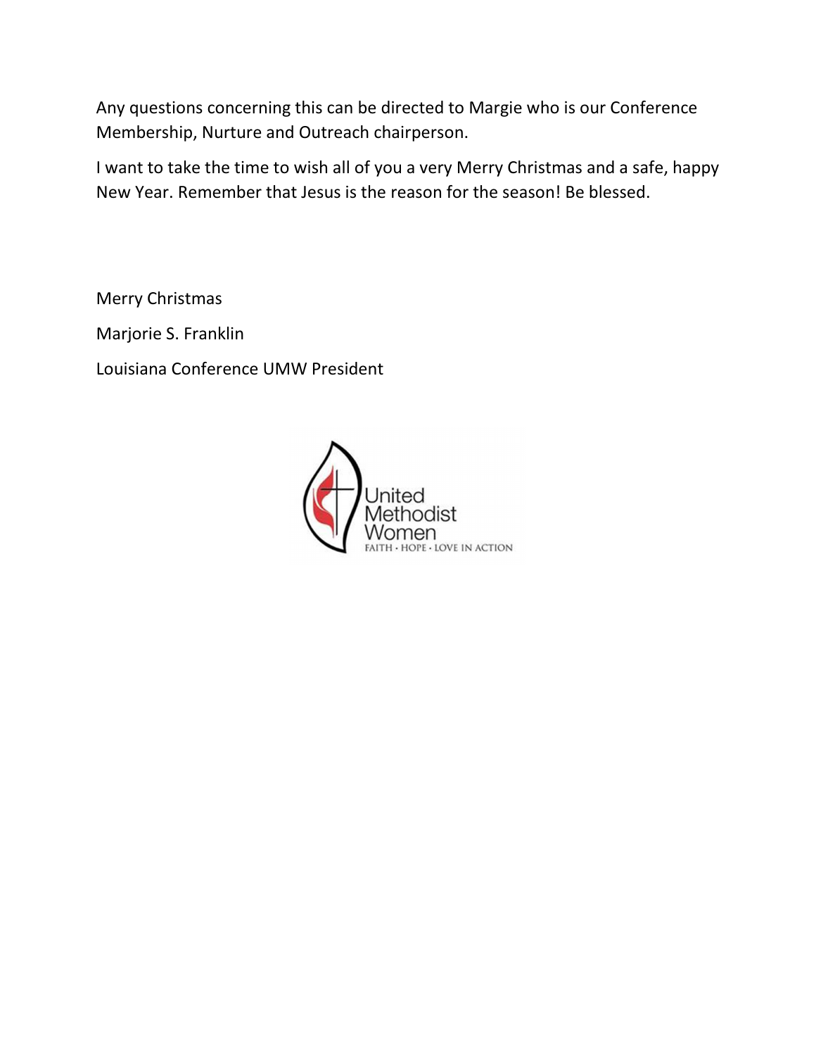Any questions concerning this can be directed to Margie who is our Conference Membership, Nurture and Outreach chairperson.

I want to take the time to wish all of you a very Merry Christmas and a safe, happy New Year. Remember that Jesus is the reason for the season! Be blessed.

Merry Christmas

Marjorie S. Franklin

Louisiana Conference UMW President

United Methodist Women

FAITH • HOPE • LOVE IN ACTION